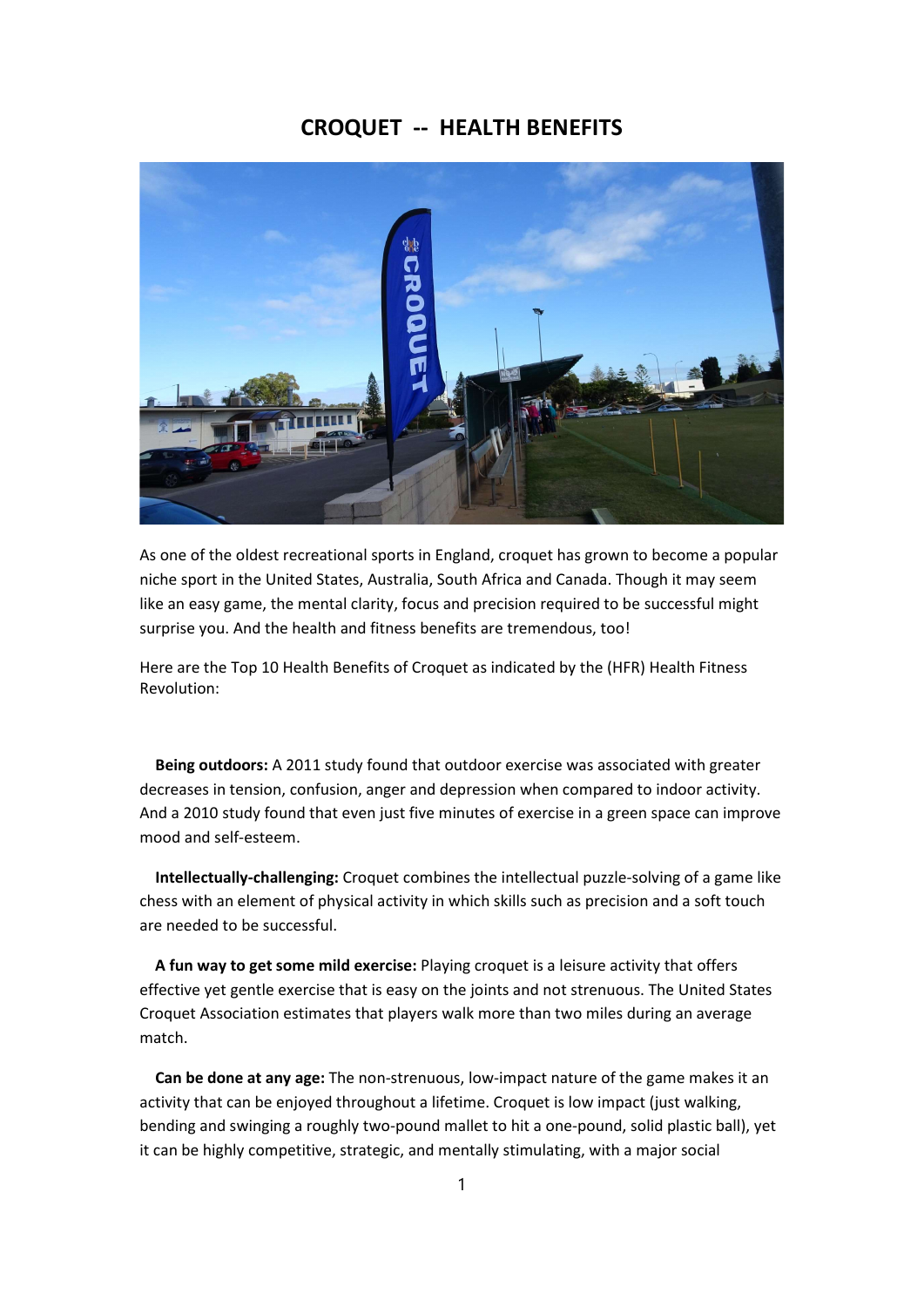# CROQUET -- HEALTH BENEFITS

As one of the oldest recreational sports in England, croquet has grown to become a popular niche sport in the United States, Australia, South Africa and Canada. Though it may seem like an easy game, the mental clarity, focus and precision required to be successful might surprise you. And the health and fitness benefits are tremendous, too!

Here are the Top 10 Health Benefits of Croquet as indicated by the (HFR) Health Fitness Revolution:

**Being outdoors:** A 2011 study found that outdoor exercise was associated with greater decreases in tension, confusion, anger and depression when compared to indoor activity. And a 2010 study found that even just five minutes of exercise in a green space can improve mood and self-esteem.

**Intellectually-challenging:** Croquet combines the intellectual puzzle-solving of a game like chess with an element of physical activity in which skills such as precision and a soft touch are needed to be successful.

**A fun way to get some mild exercise:** Playing croquet is a leisure activity that offers effective yet gentle exercise that is easy on the joints and not strenuous. The United States Croquet Association estimates that players walk more than two miles during an average match.

**Can be done at any age:** The non-strenuous, low-impact nature of the game makes it an activity that can be enjoyed throughout a lifetime. Croquet is low impact (just walking, bending and swinging a roughly two-pound mallet to hit a one-pound, solid plastic ball), yet it can be highly competitive, strategic, and mentally stimulating, with a major social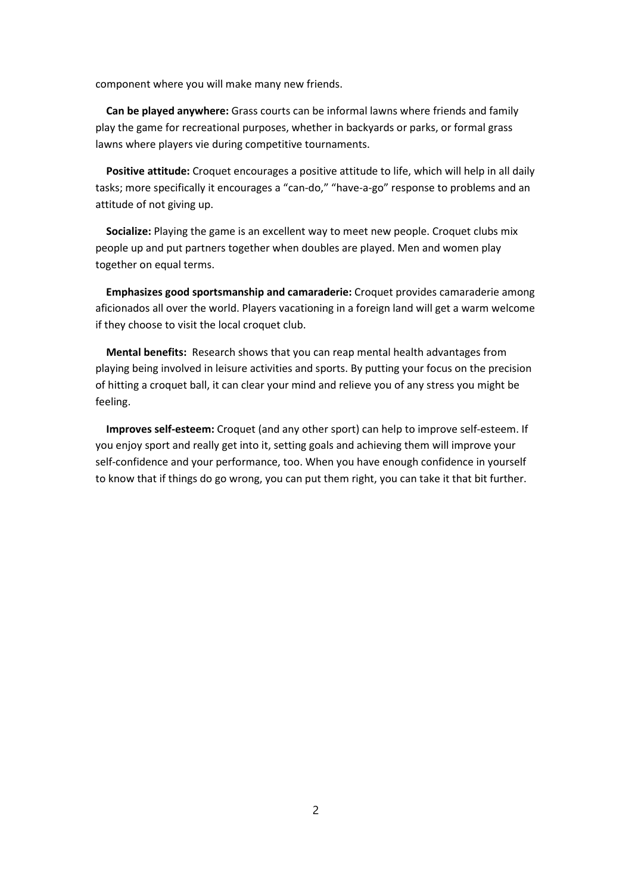component where you will make many new friends.

**Can be played anywhere:** Grass courts can be informal lawns where friends and family play the game for recreational purposes, whether in backyards or parks, or formal grass lawns where players vie during competitive tournaments.

**Positive attitude:** Croquet encourages a positive attitude to life, which will help in all daily tasks; more specifically it encourages a "can-do," "have-a-go" response to problems and an attitude of not giving up.

**Socialize:** Playing the game is an excellent way to meet new people. Croquet clubs mix people up and put partners together when doubles are played. Men and women play together on equal terms.

**Emphasizes good sportsmanship and camaraderie:** Croquet provides camaraderie among aficionados all over the world. Players vacationing in a foreign land will get a warm welcome if they choose to visit the local croquet club.

**Mental benefits:** Research shows that you can reap mental health advantages from playing being involved in leisure activities and sports. By putting your focus on the precision of hitting a croquet ball, it can clear your mind and relieve you of any stress you might be feeling.

**Improves self-esteem:** Croquet (and any other sport) can help to improve self-esteem. If you enjoy sport and really get into it, setting goals and achieving them will improve your self-confidence and your performance, too. When you have enough confidence in yourself to know that if things do go wrong, you can put them right, you can take it that bit further.